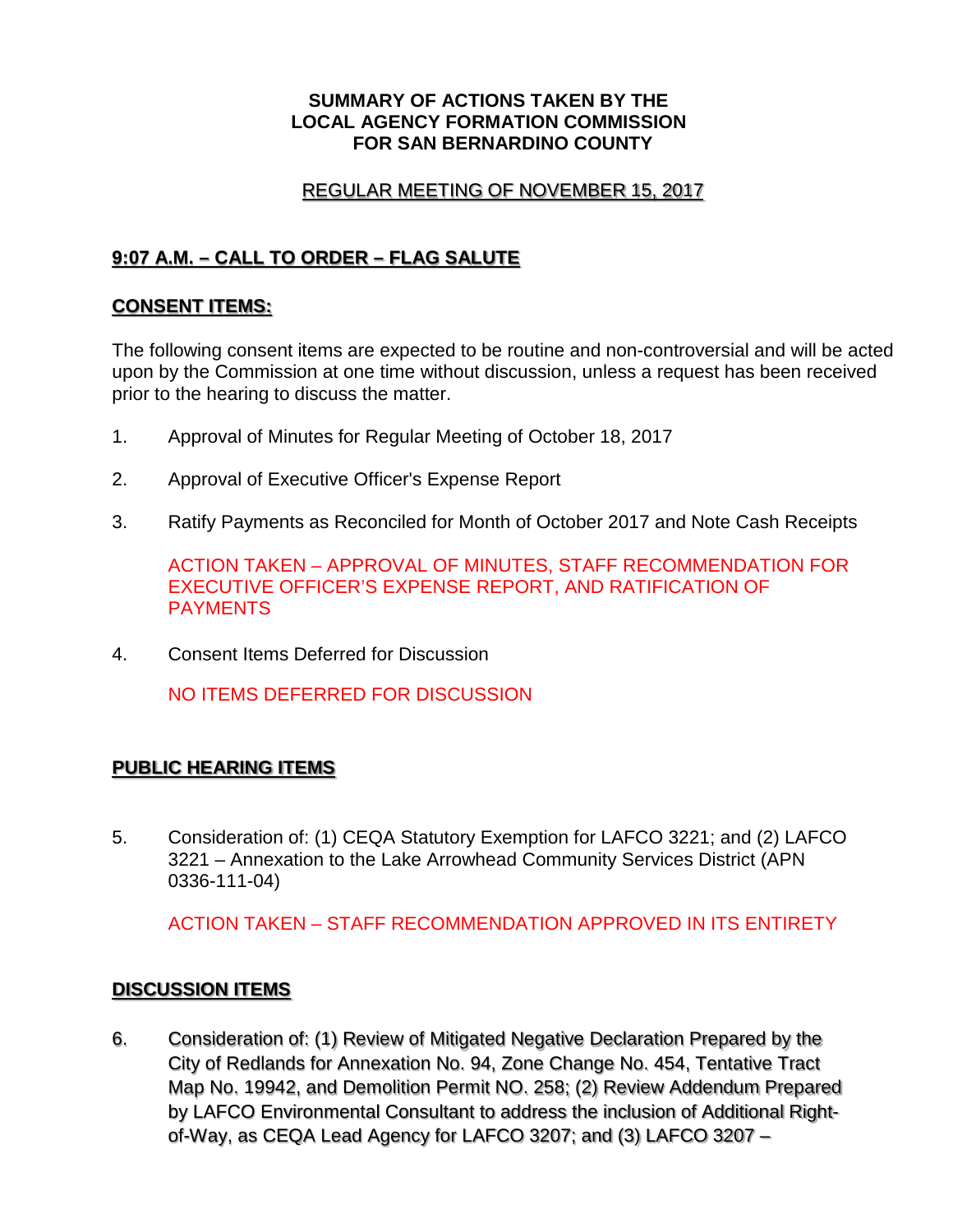**SUMMARY OF ACTIONS TAKEN BY THE LOCAL AGENCY FORMATION COMMISSION FOR SAN BERNARDINO COUNTY**

REGULAR MEETING OF NOVEMBER 15, 2017

## 9:07 A.M. – CALL TO ORDER – FLAG SALUTE

## CONSENT ITEMS:

The following consent items are expected to be routine and non-controversial and will be acted upon by the Commission at one time without discussion, unless a request has been received prior to the hearing to discuss the matter.

1. Approval of Minutes for Regular Meeting of October 18, 2017

2. Approval of Executive Officer's Expense Report

3. Ratify Payments as Reconciled for Month of October 2017 and Note Cash Receipts

   ACTION TAKEN – APPROVAL OF MINUTES, STAFF RECOMMENDATION FOR EXECUTIVE OFFICER'S EXPENSE REPORT, AND RATIFICATION OF PAYMENTS

4. Consent Items Deferred for Discussion

   NO ITEMS DEFERRED FOR DISCUSSION

## PUBLIC HEARING ITEMS

5. Consideration of: (1) CEQA Statutory Exemption for LAFCO 3221; and (2) LAFCO 3221 – Annexation to the Lake Arrowhead Community Services District (APN 0336-111-04)

   ACTION TAKEN – STAFF RECOMMENDATION APPROVED IN ITS ENTIRETY

## DISCUSSION ITEMS

6. Consideration of: (1) Review of Mitigated Negative Declaration Prepared by the City of Redlands for Annexation No. 94, Zone Change No. 454, Tentative Tract Map No. 19942, and Demolition Permit NO. 258; (2) Review Addendum Prepared by LAFCO Environmental Consultant to address the inclusion of Additional Right-of-Way, as CEQA Lead Agency for LAFCO 3207; and (3) LAFCO 3207 –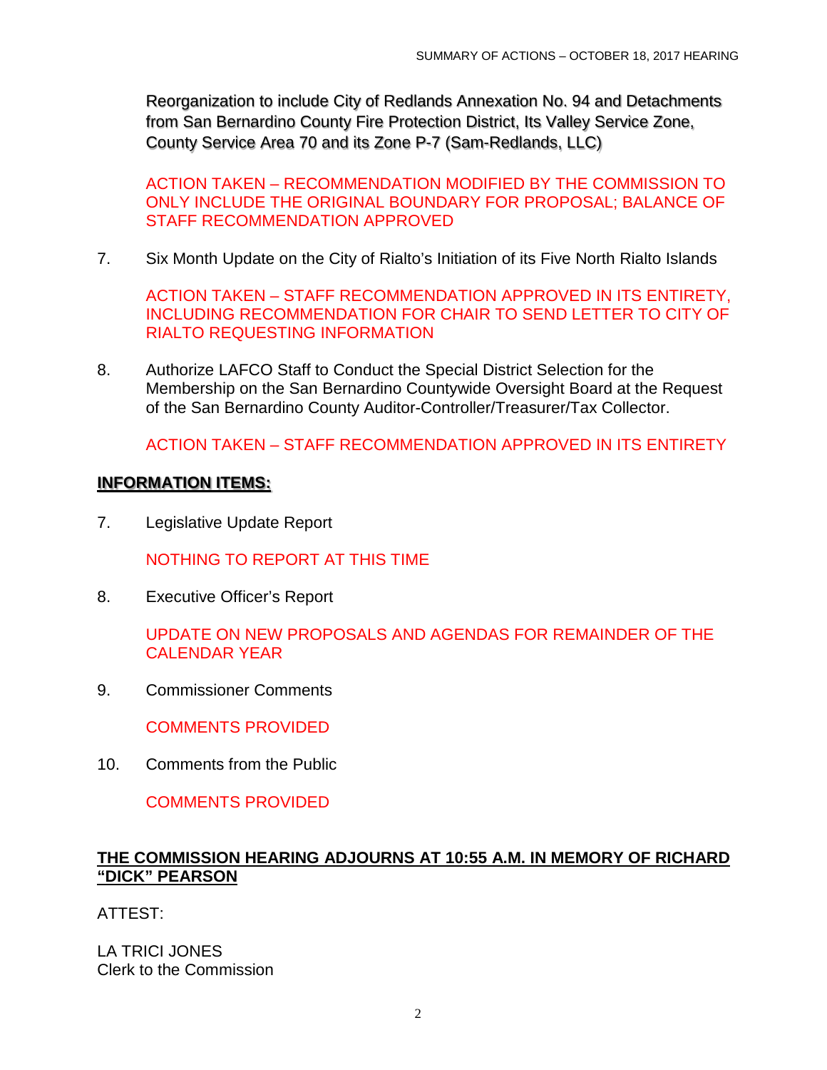Reorganization to include City of Redlands Annexation No. 94 and Detachments from San Bernardino County Fire Protection District, Its Valley Service Zone, County Service Area 70 and its Zone P-7 (Sam-Redlands, LLC)

ACTION TAKEN – RECOMMENDATION MODIFIED BY THE COMMISSION TO ONLY INCLUDE THE ORIGINAL BOUNDARY FOR PROPOSAL; BALANCE OF STAFF RECOMMENDATION APPROVED

7. Six Month Update on the City of Rialto's Initiation of its Five North Rialto Islands

   ACTION TAKEN – STAFF RECOMMENDATION APPROVED IN ITS ENTIRETY, INCLUDING RECOMMENDATION FOR CHAIR TO SEND LETTER TO CITY OF RIALTO REQUESTING INFORMATION

8. Authorize LAFCO Staff to Conduct the Special District Selection for the Membership on the San Bernardino Countywide Oversight Board at the Request of the San Bernardino County Auditor-Controller/Treasurer/Tax Collector.

   ACTION TAKEN – STAFF RECOMMENDATION APPROVED IN ITS ENTIRETY

**INFORMATION ITEMS:**

7. Legislative Update Report

   NOTHING TO REPORT AT THIS TIME

8. Executive Officer's Report

   UPDATE ON NEW PROPOSALS AND AGENDAS FOR REMAINDER OF THE CALENDAR YEAR

9. Commissioner Comments

   COMMENTS PROVIDED

10. Comments from the Public

    COMMENTS PROVIDED

**THE COMMISSION HEARING ADJOURNS AT 10:55 A.M. IN MEMORY OF RICHARD "DICK" PEARSON**

ATTEST:

LA TRICI JONES
Clerk to the Commission